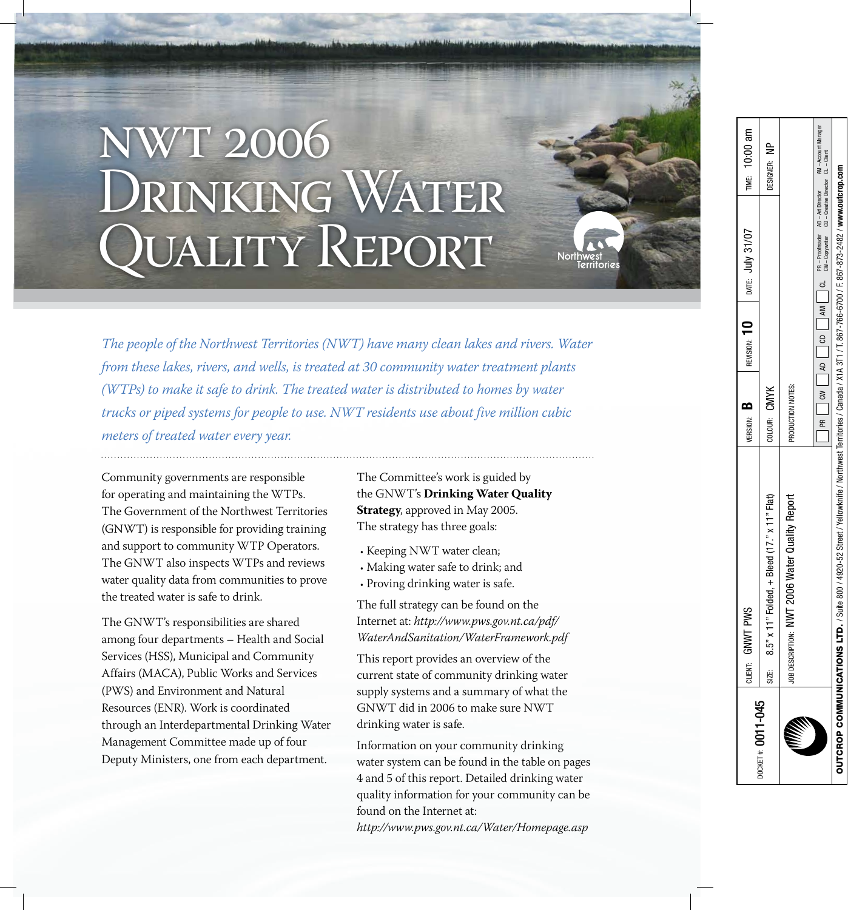# NWT 2006 Drinking Water Quality Report

*The people of the Northwest Territories (NWT) have many clean lakes and rivers. Water from these lakes, rivers, and wells, is treated at 30 community water treatment plants (WTPs) to make it safe to drink. The treated water is distributed to homes by water trucks or piped systems for people to use. NWT residents use about five million cubic meters of treated water every year.*

Community governments are responsible for operating and maintaining the WTPs. The Government of the Northwest Territories (GNWT) is responsible for providing training and support to community WTP Operators. The GNWT also inspects WTPs and reviews water quality data from communities to prove the treated water is safe to drink.

The GNWT's responsibilities are shared among four departments – Health and Social Services (HSS), Municipal and Community Affairs (MACA), Public Works and Services (PWS) and Environment and Natural Resources (ENR). Work is coordinated through an Interdepartmental Drinking Water Management Committee made up of four Deputy Ministers, one from each department.

The Committee's work is guided by the GNWT's **Drinking Water Quality Strategy**, approved in May 2005. The strategy has three goals:

- Keeping NWT water clean;
- Making water safe to drink; and
- Proving drinking water is safe.

The full strategy can be found on the Internet at: *http://www.pws.gov.nt.ca/pdf/WaterAndSanitation/WaterFramework.pdf*

This report provides an overview of the current state of community drinking water supply systems and a summary of what the GNWT did in 2006 to make sure NWT drinking water is safe.

Information on your community drinking water system can be found in the table on pages 4 and 5 of this report. Detailed drinking water quality information for your community can be found on the Internet at: *http://www.pws.gov.nt.ca/Water/Homepage.asp*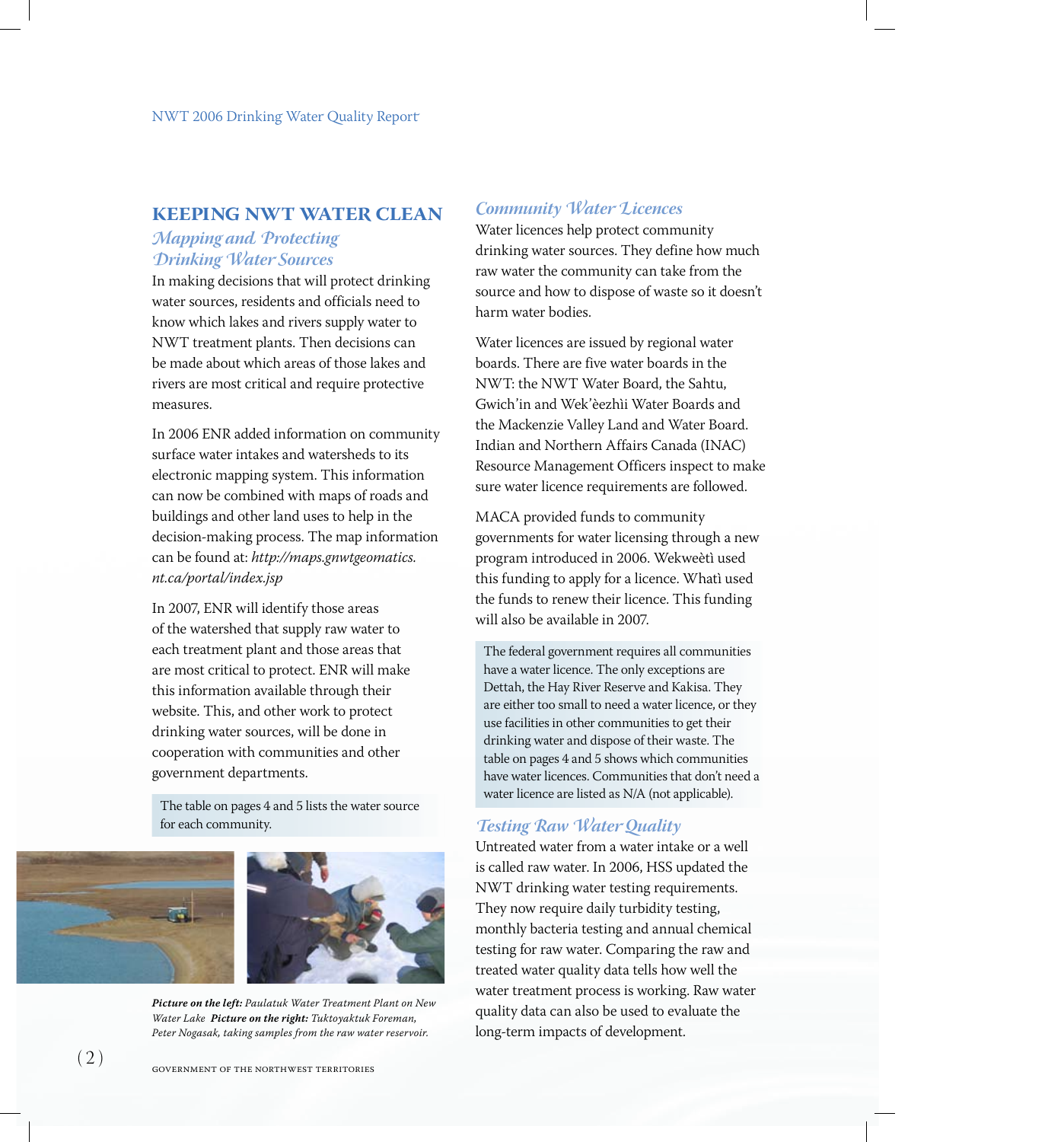## KEEPING NWT WATER CLEAN

### *Mapping and Protecting Drinking Water Sources*

In making decisions that will protect drinking water sources, residents and officials need to know which lakes and rivers supply water to NWT treatment plants. Then decisions can be made about which areas of those lakes and rivers are most critical and require protective measures.

In 2006 ENR added information on community surface water intakes and watersheds to its electronic mapping system. This information can now be combined with maps of roads and buildings and other land uses to help in the decision-making process. The map information can be found at: *http://maps.gnwtgeomatics.nt.ca/portal/index.jsp*

In 2007, ENR will identify those areas of the watershed that supply raw water to each treatment plant and those areas that are most critical to protect. ENR will make this information available through their website. This, and other work to protect drinking water sources, will be done in cooperation with communities and other government departments.

The table on pages 4 and 5 lists the water source for each community.

***Picture on the left:*** *Paulatuk Water Treatment Plant on New Water Lake* ***Picture on the right:*** *Tuktoyaktuk Foreman, Peter Nogasak, taking samples from the raw water reservoir.*

### *Community Water Licences*

Water licences help protect community drinking water sources. They define how much raw water the community can take from the source and how to dispose of waste so it doesn't harm water bodies.

Water licences are issued by regional water boards. There are five water boards in the NWT: the NWT Water Board, the Sahtu, Gwich'in and Wek'èezhìi Water Boards and the Mackenzie Valley Land and Water Board. Indian and Northern Affairs Canada (INAC) Resource Management Officers inspect to make sure water licence requirements are followed.

MACA provided funds to community governments for water licensing through a new program introduced in 2006. Wekweètì used this funding to apply for a licence. Whatì used the funds to renew their licence. This funding will also be available in 2007.

The federal government requires all communities have a water licence. The only exceptions are Dettah, the Hay River Reserve and Kakisa. They are either too small to need a water licence, or they use facilities in other communities to get their drinking water and dispose of their waste. The table on pages 4 and 5 shows which communities have water licences. Communities that don't need a water licence are listed as N/A (not applicable).

### *Testing Raw Water Quality*

Untreated water from a water intake or a well is called raw water. In 2006, HSS updated the NWT drinking water testing requirements. They now require daily turbidity testing, monthly bacteria testing and annual chemical testing for raw water. Comparing the raw and treated water quality data tells how well the water treatment process is working. Raw water quality data can also be used to evaluate the long-term impacts of development.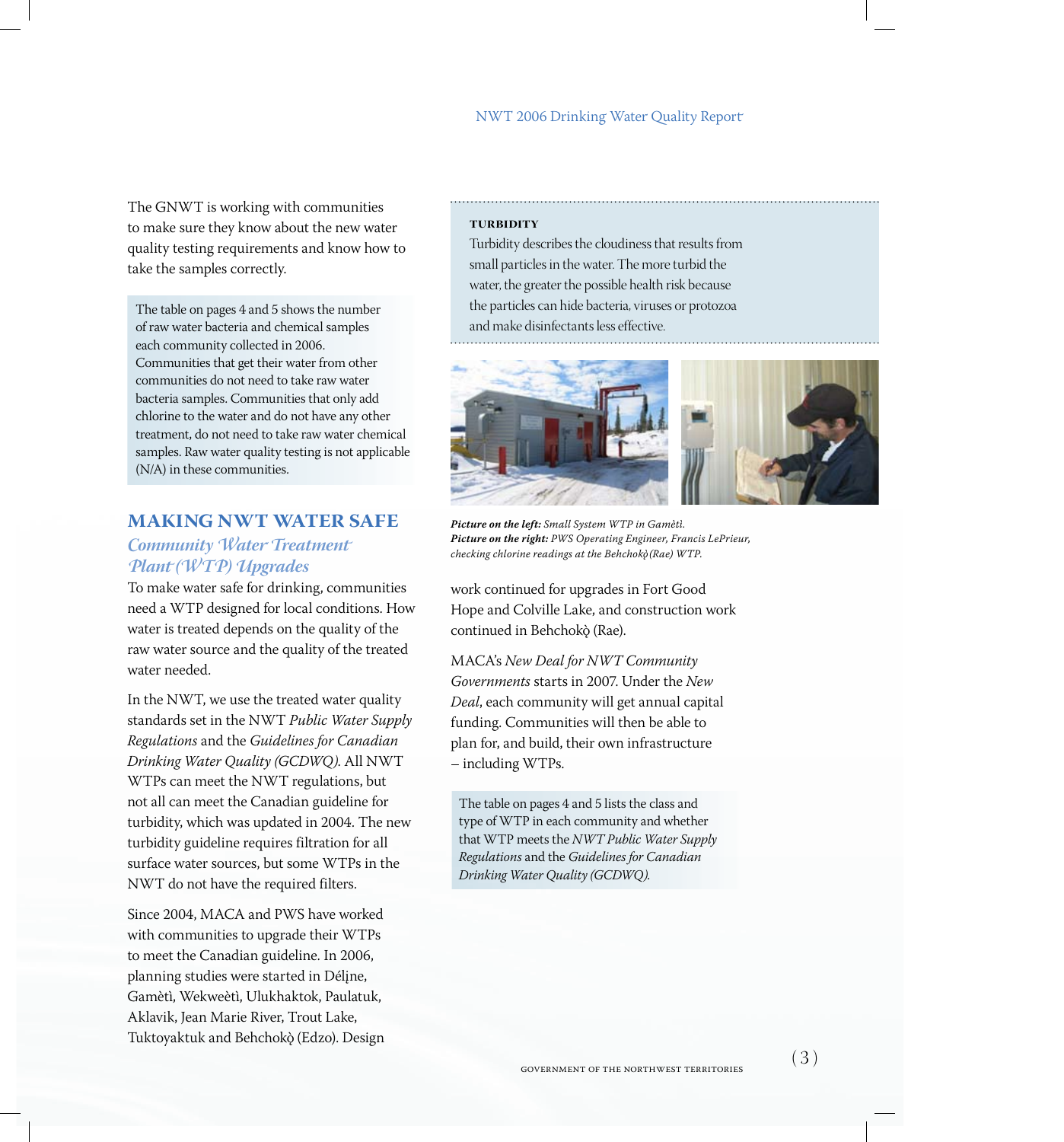The GNWT is working with communities to make sure they know about the new water quality testing requirements and know how to take the samples correctly.

> The table on pages 4 and 5 shows the number of raw water bacteria and chemical samples each community collected in 2006. Communities that get their water from other communities do not need to take raw water bacteria samples. Communities that only add chlorine to the water and do not have any other treatment, do not need to take raw water chemical samples. Raw water quality testing is not applicable (N/A) in these communities.

## MAKING NWT WATER SAFE

### *Community Water Treatment Plant (WTP) Upgrades*

To make water safe for drinking, communities need a WTP designed for local conditions. How water is treated depends on the quality of the raw water source and the quality of the treated water needed.

In the NWT, we use the treated water quality standards set in the NWT *Public Water Supply Regulations* and the *Guidelines for Canadian Drinking Water Quality (GCDWQ).* All NWT WTPs can meet the NWT regulations, but not all can meet the Canadian guideline for turbidity, which was updated in 2004. The new turbidity guideline requires filtration for all surface water sources, but some WTPs in the NWT do not have the required filters.

Since 2004, MACA and PWS have worked with communities to upgrade their WTPs to meet the Canadian guideline. In 2006, planning studies were started in Délı̨ne, Gamètì, Wekweètì, Ulukhaktok, Paulatuk, Aklavik, Jean Marie River, Trout Lake, Tuktoyaktuk and Behchokǫ̀ (Edzo). Design work continued for upgrades in Fort Good Hope and Colville Lake, and construction work continued in Behchokǫ̀ (Rae).

MACA's *New Deal for NWT Community Governments* starts in 2007. Under the *New Deal*, each community will get annual capital funding. Communities will then be able to plan for, and build, their own infrastructure – including WTPs.

> **TURBIDITY**
>
> Turbidity describes the cloudiness that results from small particles in the water. The more turbid the water, the greater the possible health risk because the particles can hide bacteria, viruses or protozoa and make disinfectants less effective.

***Picture on the left:*** *Small System WTP in Gamètì.*
***Picture on the right:*** *PWS Operating Engineer, Francis LePrieur, checking chlorine readings at the Behchokǫ̀ (Rae) WTP.*

> The table on pages 4 and 5 lists the class and type of WTP in each community and whether that WTP meets the *NWT Public Water Supply Regulations* and the *Guidelines for Canadian Drinking Water Quality (GCDWQ).*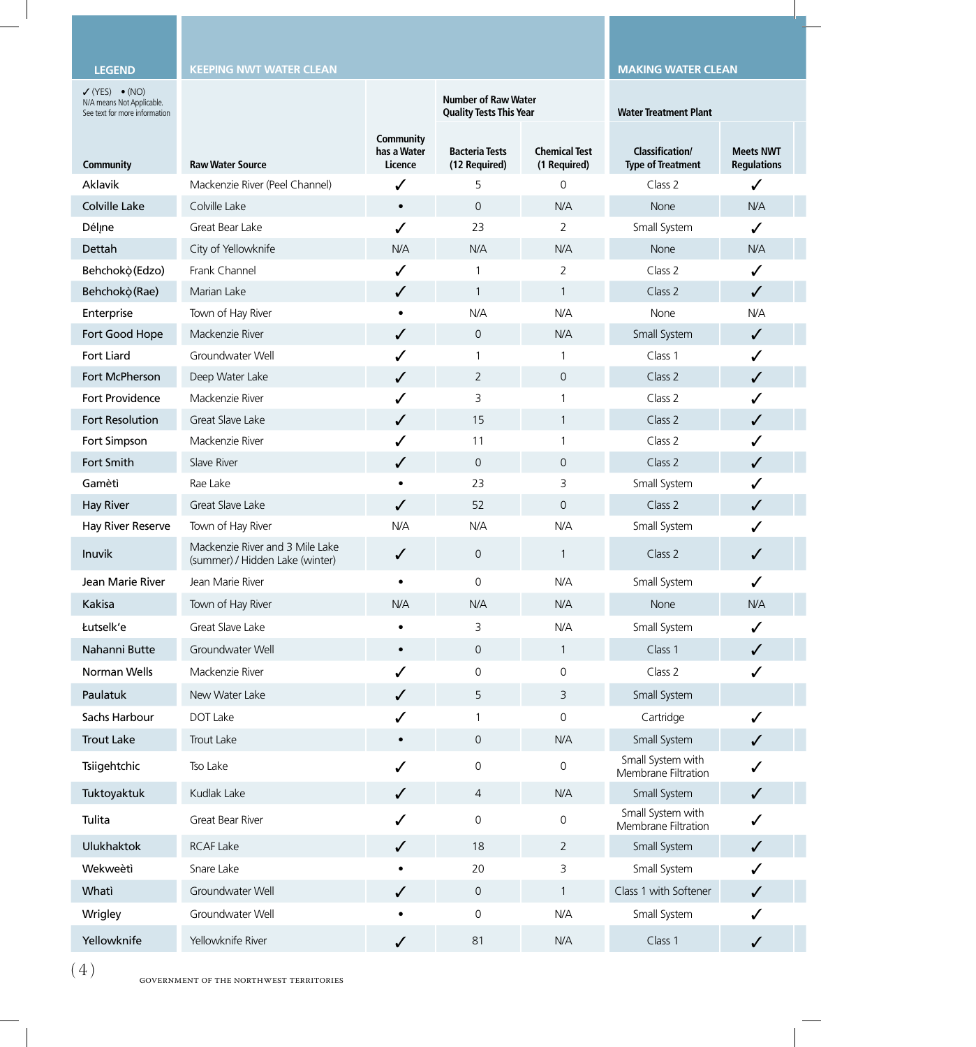| LEGEND | KEEPING NWT WATER CLEAN | | | | MAKING WATER CLEAN | |
|---|---|---|---|---|---|---|
| ✓ (YES) • (NO) N/A means Not Applicable. See text for more information | | | Number of Raw Water Quality Tests This Year | | Water Treatment Plant | |
| Community | Raw Water Source | Community has a Water Licence | Bacteria Tests (12 Required) | Chemical Test (1 Required) | Classification/ Type of Treatment | Meets NWT Regulations |
| Aklavik | Mackenzie River (Peel Channel) | ✓ | 5 | 0 | Class 2 | ✓ |
| Colville Lake | Colville Lake | • | 0 | N/A | None | N/A |
| Délįne | Great Bear Lake | ✓ | 23 | 2 | Small System | ✓ |
| Dettah | City of Yellowknife | N/A | N/A | N/A | None | N/A |
| Behchokǫ̀ (Edzo) | Frank Channel | ✓ | 1 | 2 | Class 2 | ✓ |
| Behchokǫ̀ (Rae) | Marian Lake | ✓ | 1 | 1 | Class 2 | ✓ |
| Enterprise | Town of Hay River | • | N/A | N/A | None | N/A |
| Fort Good Hope | Mackenzie River | ✓ | 0 | N/A | Small System | ✓ |
| Fort Liard | Groundwater Well | ✓ | 1 | 1 | Class 1 | ✓ |
| Fort McPherson | Deep Water Lake | ✓ | 2 | 0 | Class 2 | ✓ |
| Fort Providence | Mackenzie River | ✓ | 3 | 1 | Class 2 | ✓ |
| Fort Resolution | Great Slave Lake | ✓ | 15 | 1 | Class 2 | ✓ |
| Fort Simpson | Mackenzie River | ✓ | 11 | 1 | Class 2 | ✓ |
| Fort Smith | Slave River | ✓ | 0 | 0 | Class 2 | ✓ |
| Gamètì | Rae Lake | • | 23 | 3 | Small System | ✓ |
| Hay River | Great Slave Lake | ✓ | 52 | 0 | Class 2 | ✓ |
| Hay River Reserve | Town of Hay River | N/A | N/A | N/A | Small System | ✓ |
| Inuvik | Mackenzie River and 3 Mile Lake (summer) / Hidden Lake (winter) | ✓ | 0 | 1 | Class 2 | ✓ |
| Jean Marie River | Jean Marie River | • | 0 | N/A | Small System | ✓ |
| Kakisa | Town of Hay River | N/A | N/A | N/A | None | N/A |
| Łutselk'e | Great Slave Lake | • | 3 | N/A | Small System | ✓ |
| Nahanni Butte | Groundwater Well | • | 0 | 1 | Class 1 | ✓ |
| Norman Wells | Mackenzie River | ✓ | 0 | 0 | Class 2 | ✓ |
| Paulatuk | New Water Lake | ✓ | 5 | 3 | Small System | |
| Sachs Harbour | DOT Lake | ✓ | 1 | 0 | Cartridge | ✓ |
| Trout Lake | Trout Lake | • | 0 | N/A | Small System | ✓ |
| Tsiigehtchic | Tso Lake | ✓ | 0 | 0 | Small System with Membrane Filtration | ✓ |
| Tuktoyaktuk | Kudlak Lake | ✓ | 4 | N/A | Small System | ✓ |
| Tulita | Great Bear River | ✓ | 0 | 0 | Small System with Membrane Filtration | ✓ |
| Ulukhaktok | RCAF Lake | ✓ | 18 | 2 | Small System | ✓ |
| Wekweètì | Snare Lake | • | 20 | 3 | Small System | ✓ |
| Whatì | Groundwater Well | ✓ | 0 | 1 | Class 1 with Softener | ✓ |
| Wrigley | Groundwater Well | • | 0 | N/A | Small System | ✓ |
| Yellowknife | Yellowknife River | ✓ | 81 | N/A | Class 1 | ✓ |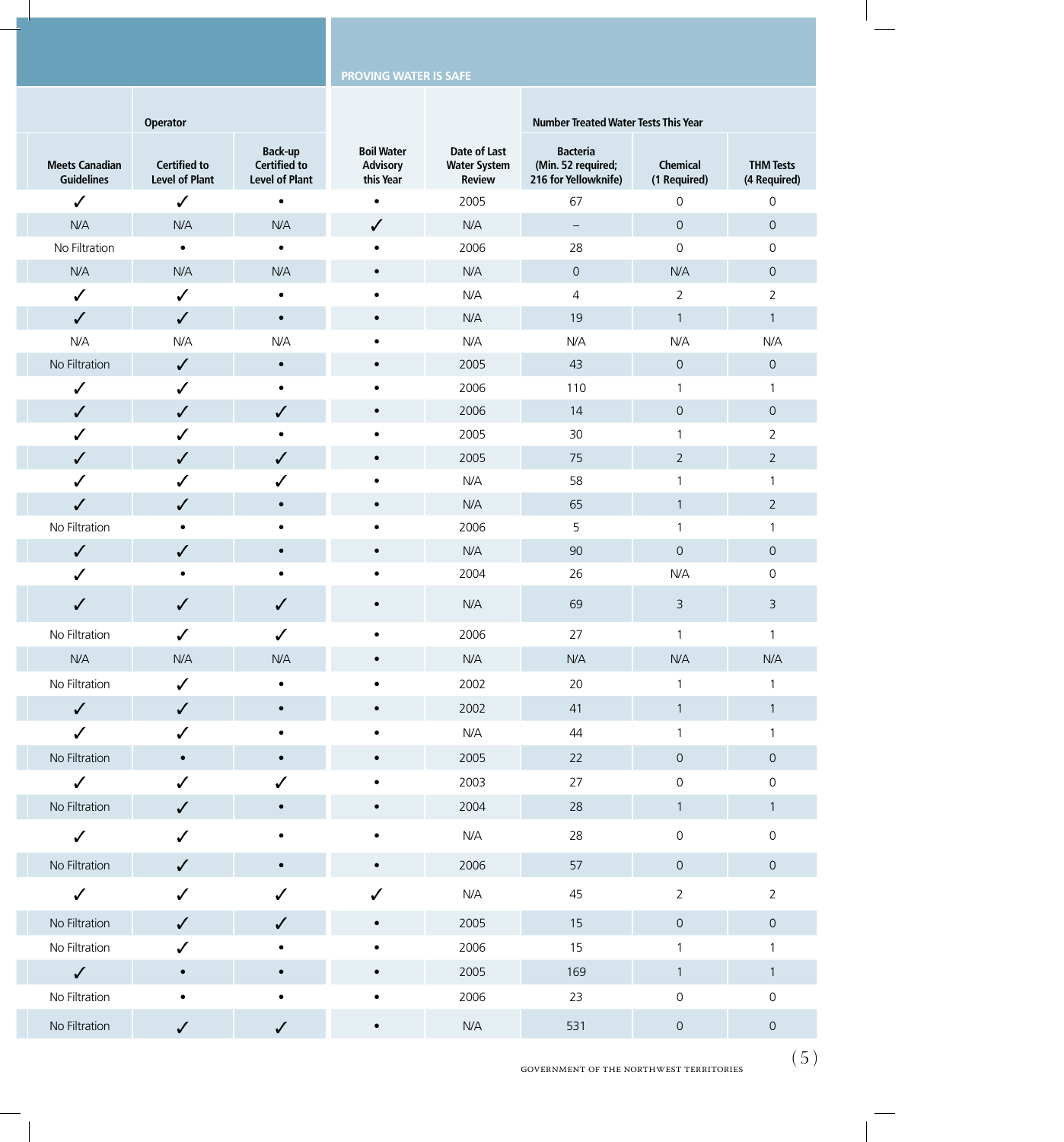| | | | PROVING WATER IS SAFE | | | | |
|---|---|---|---|---|---|---|---|
| | Operator | | | | Number Treated Water Tests This Year | | |
| Meets Canadian Guidelines | Certified to Level of Plant | Back-up Certified to Level of Plant | Boil Water Advisory this Year | Date of Last Water System Review | Bacteria (Min. 52 required; 216 for Yellowknife) | Chemical (1 Required) | THM Tests (4 Required) |
| ✓ | ✓ | • | • | 2005 | 67 | 0 | 0 |
| N/A | N/A | N/A | ✓ | N/A | – | 0 | 0 |
| No Filtration | • | • | • | 2006 | 28 | 0 | 0 |
| N/A | N/A | N/A | • | N/A | 0 | N/A | 0 |
| ✓ | ✓ | • | • | N/A | 4 | 2 | 2 |
| ✓ | ✓ | • | • | N/A | 19 | 1 | 1 |
| N/A | N/A | N/A | • | N/A | N/A | N/A | N/A |
| No Filtration | ✓ | • | • | 2005 | 43 | 0 | 0 |
| ✓ | ✓ | • | • | 2006 | 110 | 1 | 1 |
| ✓ | ✓ | ✓ | • | 2006 | 14 | 0 | 0 |
| ✓ | ✓ | • | • | 2005 | 30 | 1 | 2 |
| ✓ | ✓ | ✓ | • | 2005 | 75 | 2 | 2 |
| ✓ | ✓ | ✓ | • | N/A | 58 | 1 | 1 |
| ✓ | ✓ | • | • | N/A | 65 | 1 | 2 |
| No Filtration | • | • | • | 2006 | 5 | 1 | 1 |
| ✓ | ✓ | • | • | N/A | 90 | 0 | 0 |
| ✓ | • | • | • | 2004 | 26 | N/A | 0 |
| ✓ | ✓ | ✓ | • | N/A | 69 | 3 | 3 |
| No Filtration | ✓ | ✓ | • | 2006 | 27 | 1 | 1 |
| N/A | N/A | N/A | • | N/A | N/A | N/A | N/A |
| No Filtration | ✓ | • | • | 2002 | 20 | 1 | 1 |
| ✓ | ✓ | • | • | 2002 | 41 | 1 | 1 |
| ✓ | ✓ | • | • | N/A | 44 | 1 | 1 |
| No Filtration | • | • | • | 2005 | 22 | 0 | 0 |
| ✓ | ✓ | ✓ | • | 2003 | 27 | 0 | 0 |
| No Filtration | ✓ | • | • | 2004 | 28 | 1 | 1 |
| ✓ | ✓ | • | • | N/A | 28 | 0 | 0 |
| No Filtration | ✓ | • | • | 2006 | 57 | 0 | 0 |
| ✓ | ✓ | ✓ | ✓ | N/A | 45 | 2 | 2 |
| No Filtration | ✓ | ✓ | • | 2005 | 15 | 0 | 0 |
| No Filtration | ✓ | • | • | 2006 | 15 | 1 | 1 |
| ✓ | • | • | • | 2005 | 169 | 1 | 1 |
| No Filtration | • | • | • | 2006 | 23 | 0 | 0 |
| No Filtration | ✓ | ✓ | • | N/A | 531 | 0 | 0 |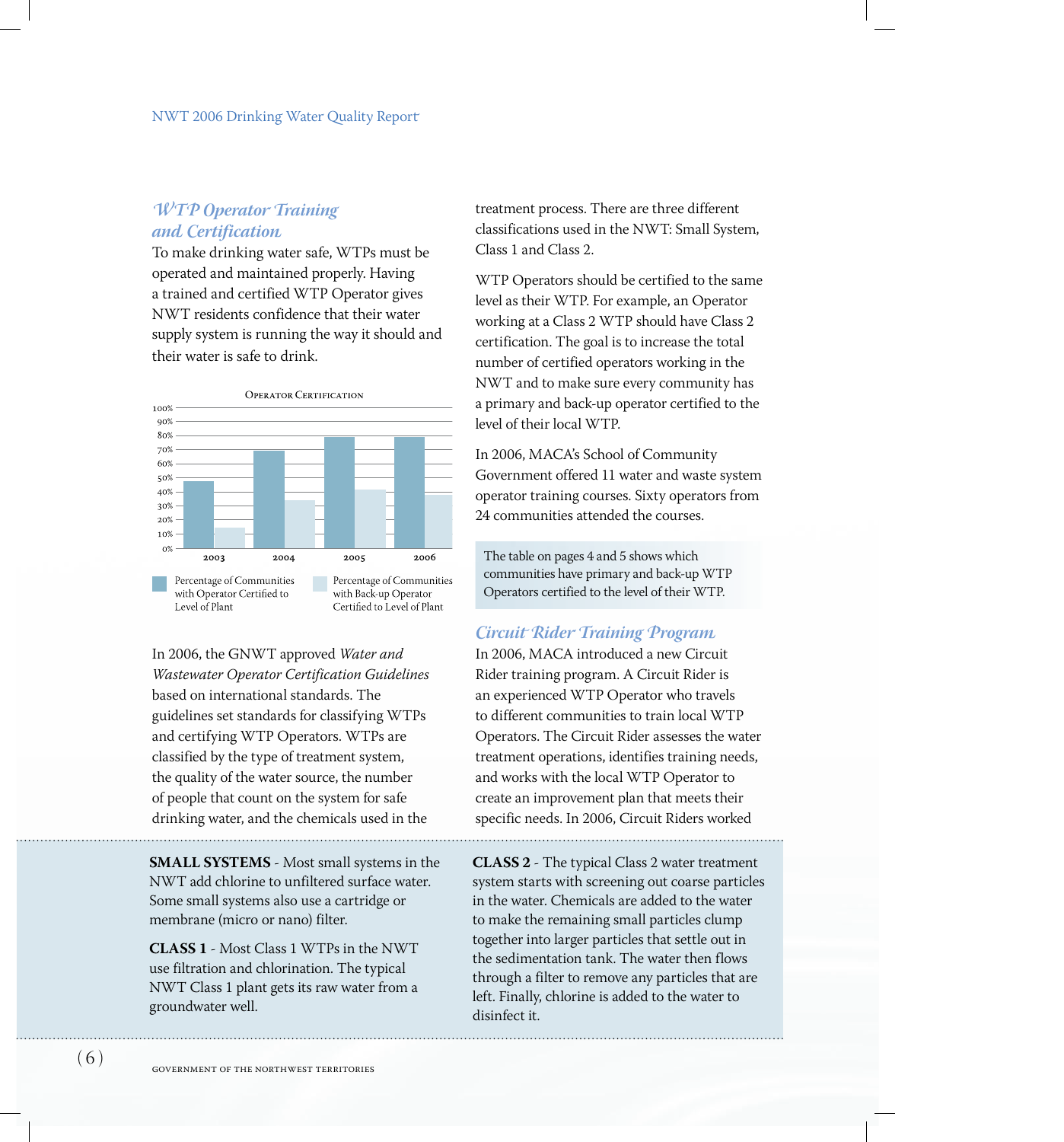## *WTP Operator Training and Certification*

To make drinking water safe, WTPs must be operated and maintained properly. Having a trained and certified WTP Operator gives NWT residents confidence that their water supply system is running the way it should and their water is safe to drink.

**Operator Certification**

- Percentage of Communities with Operator Certified to Level of Plant
- Percentage of Communities with Back-up Operator Certified to Level of Plant

In 2006, the GNWT approved *Water and Wastewater Operator Certification Guidelines* based on international standards. The guidelines set standards for classifying WTPs and certifying WTP Operators. WTPs are classified by the type of treatment system, the quality of the water source, the number of people that count on the system for safe drinking water, and the chemicals used in the treatment process. There are three different classifications used in the NWT: Small System, Class 1 and Class 2.

WTP Operators should be certified to the same level as their WTP. For example, an Operator working at a Class 2 WTP should have Class 2 certification. The goal is to increase the total number of certified operators working in the NWT and to make sure every community has a primary and back-up operator certified to the level of their local WTP.

In 2006, MACA's School of Community Government offered 11 water and waste system operator training courses. Sixty operators from 24 communities attended the courses.

> The table on pages 4 and 5 shows which communities have primary and back-up WTP Operators certified to the level of their WTP.

## *Circuit Rider Training Program*

In 2006, MACA introduced a new Circuit Rider training program. A Circuit Rider is an experienced WTP Operator who travels to different communities to train local WTP Operators. The Circuit Rider assesses the water treatment operations, identifies training needs, and works with the local WTP Operator to create an improvement plan that meets their specific needs. In 2006, Circuit Riders worked

---

**SMALL SYSTEMS** - Most small systems in the NWT add chlorine to unfiltered surface water. Some small systems also use a cartridge or membrane (micro or nano) filter.

**CLASS 1** - Most Class 1 WTPs in the NWT use filtration and chlorination. The typical NWT Class 1 plant gets its raw water from a groundwater well.

**CLASS 2** - The typical Class 2 water treatment system starts with screening out coarse particles in the water. Chemicals are added to the water to make the remaining small particles clump together into larger particles that settle out in the sedimentation tank. The water then flows through a filter to remove any particles that are left. Finally, chlorine is added to the water to disinfect it.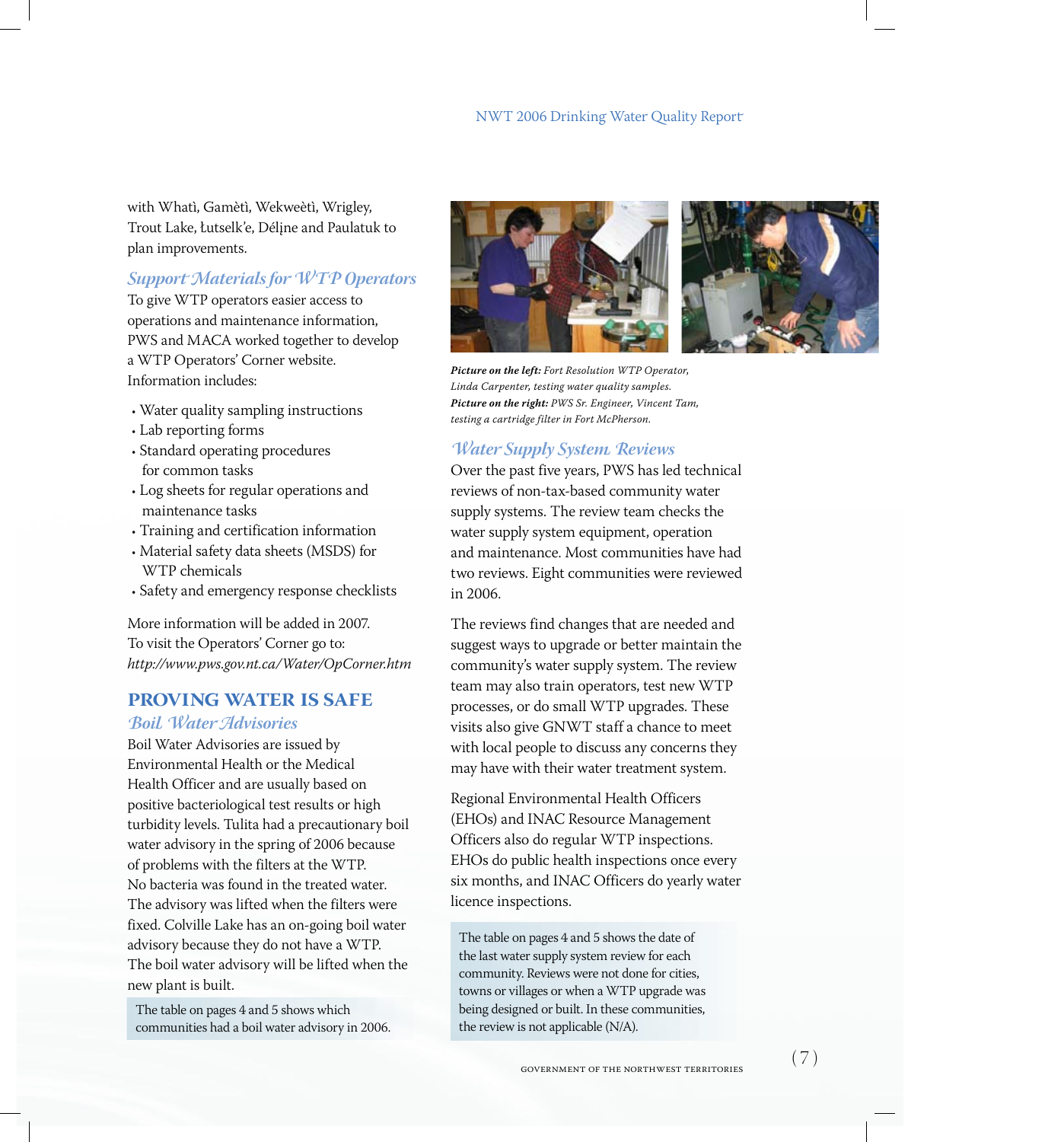with Whatì, Gamètì, Wekweètì, Wrigley, Trout Lake, Łutselk'e, Délįne and Paulatuk to plan improvements.

### *Support Materials for WTP Operators*

To give WTP operators easier access to operations and maintenance information, PWS and MACA worked together to develop a WTP Operators' Corner website. Information includes:

- Water quality sampling instructions
- Lab reporting forms
- Standard operating procedures for common tasks
- Log sheets for regular operations and maintenance tasks
- Training and certification information
- Material safety data sheets (MSDS) for WTP chemicals
- Safety and emergency response checklists

More information will be added in 2007. To visit the Operators' Corner go to: *http://www.pws.gov.nt.ca/Water/OpCorner.htm*

## PROVING WATER IS SAFE

### *Boil Water Advisories*

Boil Water Advisories are issued by Environmental Health or the Medical Health Officer and are usually based on positive bacteriological test results or high turbidity levels. Tulita had a precautionary boil water advisory in the spring of 2006 because of problems with the filters at the WTP. No bacteria was found in the treated water. The advisory was lifted when the filters were fixed. Colville Lake has an on-going boil water advisory because they do not have a WTP. The boil water advisory will be lifted when the new plant is built.

The table on pages 4 and 5 shows which communities had a boil water advisory in 2006.

***Picture on the left:*** *Fort Resolution WTP Operator, Linda Carpenter, testing water quality samples.*
***Picture on the right:*** *PWS Sr. Engineer, Vincent Tam, testing a cartridge filter in Fort McPherson.*

### *Water Supply System Reviews*

Over the past five years, PWS has led technical reviews of non-tax-based community water supply systems. The review team checks the water supply system equipment, operation and maintenance. Most communities have had two reviews. Eight communities were reviewed in 2006.

The reviews find changes that are needed and suggest ways to upgrade or better maintain the community's water supply system. The review team may also train operators, test new WTP processes, or do small WTP upgrades. These visits also give GNWT staff a chance to meet with local people to discuss any concerns they may have with their water treatment system.

Regional Environmental Health Officers (EHOs) and INAC Resource Management Officers also do regular WTP inspections. EHOs do public health inspections once every six months, and INAC Officers do yearly water licence inspections.

The table on pages 4 and 5 shows the date of the last water supply system review for each community. Reviews were not done for cities, towns or villages or when a WTP upgrade was being designed or built. In these communities, the review is not applicable (N/A).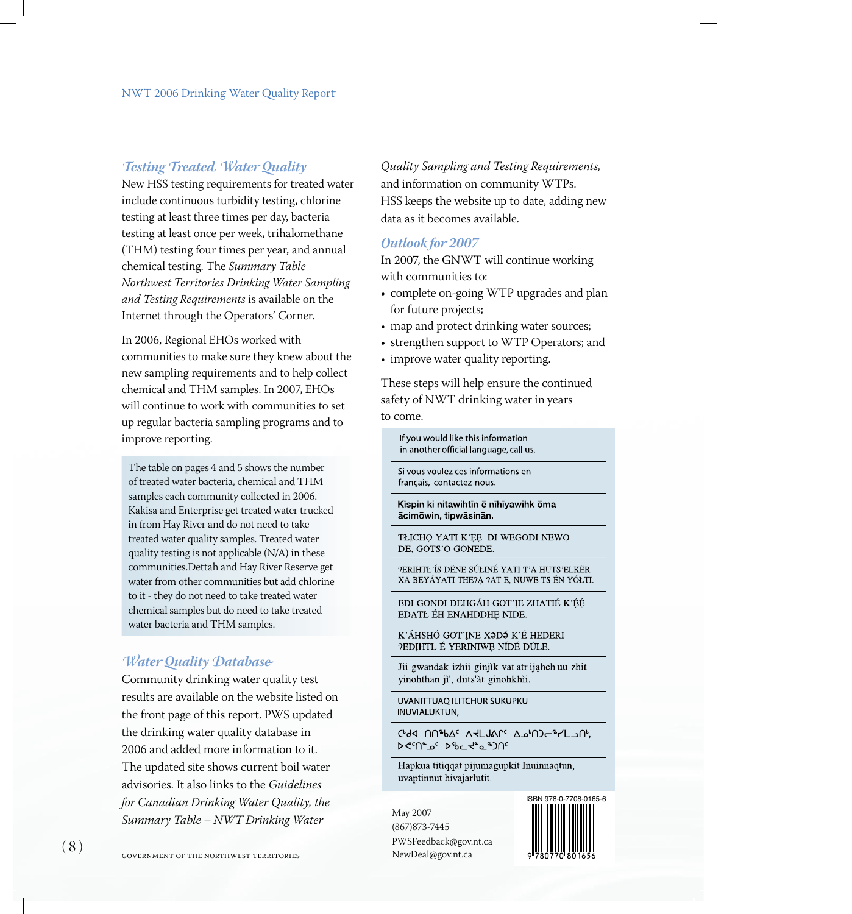## *Testing Treated Water Quality*

New HSS testing requirements for treated water include continuous turbidity testing, chlorine testing at least three times per day, bacteria testing at least once per week, trihalomethane (THM) testing four times per year, and annual chemical testing. The *Summary Table – Northwest Territories Drinking Water Sampling and Testing Requirements* is available on the Internet through the Operators' Corner.

In 2006, Regional EHOs worked with communities to make sure they knew about the new sampling requirements and to help collect chemical and THM samples. In 2007, EHOs will continue to work with communities to set up regular bacteria sampling programs and to improve reporting.

The table on pages 4 and 5 shows the number of treated water bacteria, chemical and THM samples each community collected in 2006. Kakisa and Enterprise get treated water trucked in from Hay River and do not need to take treated water quality samples. Treated water quality testing is not applicable (N/A) in these communities.Dettah and Hay River Reserve get water from other communities but add chlorine to it - they do not need to take treated water chemical samples but do need to take treated water bacteria and THM samples.

## *Water Quality Database*

Community drinking water quality test results are available on the website listed on the front page of this report. PWS updated the drinking water quality database in 2006 and added more information to it. The updated site shows current boil water advisories. It also links to the *Guidelines for Canadian Drinking Water Quality, the Summary Table – NWT Drinking Water Quality Sampling and Testing Requirements,* and information on community WTPs. HSS keeps the website up to date, adding new data as it becomes available.

## *Outlook for 2007*

In 2007, the GNWT will continue working with communities to:

- complete on-going WTP upgrades and plan for future projects;
- map and protect drinking water sources;
- strengthen support to WTP Operators; and
- improve water quality reporting.

These steps will help ensure the continued safety of NWT drinking water in years to come.

If you would like this information in another official language, call us.

Si vous voulez ces informations en français, contactez-nous.

**Kīspin ki nitawihtīn ē nīhīyawihk ōma ācimōwin, tipwāsinān.**

TŁĮCHǪ YATI K'ĘĘ DI WEGODI NEWǪ DE, GOTS'O GONEDE.

ʔERIHTŁ'ÍS DËNE SÚŁINÉ YATI T'A HUTS'ELKËR XA BEYÁYATI THEʔĄ ʔAT E, NUWE TS ËN YÓŁTI.

EDI GONDI DEHGÁH GOT'ĮE ZHATIÉ K'ĘĘ EDATŁ ÉH ENAHDDHĘ NIDE.

K'ÁHSHÓ GOT'ĮNE XƏDƏ K'É HEDERI ʔEDĮHTL É YERINIWĘ NÍDÉ DÚLE.

Jii gwandak izhii ginjìk vat atr ijąhch uu zhit yinohthan jì', diits'àt ginohkhìi.

UVANITTUAQ ILITCHURISUKUPKU INUVIALUKTUN,

ᑕᒃᑯᐊ ᑎᑎᕐᑲᐃᑦ ᐱᔪᒪᒍᕕᒋᑦ ᐃᓄᒃᑎᑐᓕᕐᓯᒪᓗᒋᑦ, ᐅᕙᑦᑎᓐᓄᑦ ᐅᖃᓚᓐᓂᖅᑐᑎᑦ

Hapkua titiqqat pijumagupkit Inuinnaqtun, uvaptinnut hivajarlutit.

May 2007
(867)873-7445
PWSFeedback@gov.nt.ca
NewDeal@gov.nt.ca

ISBN 978-0-7708-0165-6